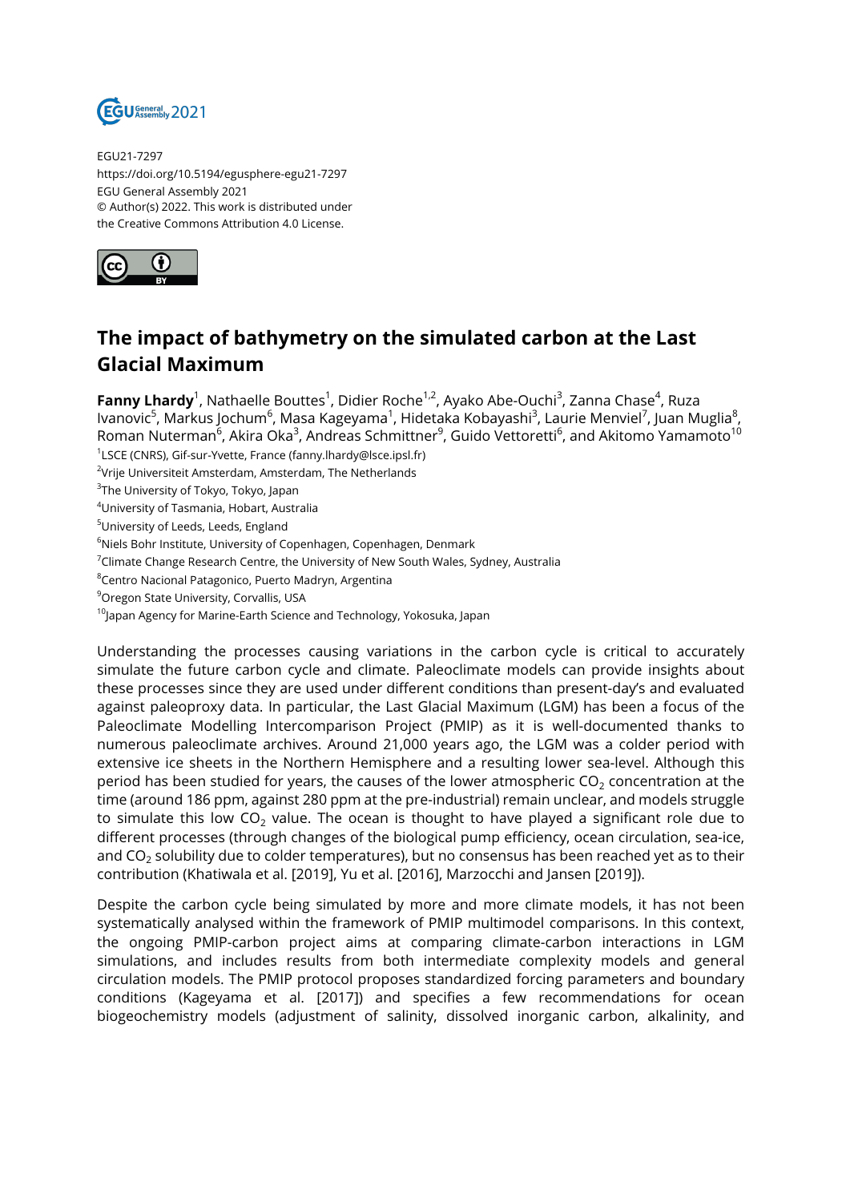EGU21-7297
https://doi.org/10.5194/egusphere-egu21-7297
EGU General Assembly 2021
© Author(s) 2022. This work is distributed under
the Creative Commons Attribution 4.0 License.

# The impact of bathymetry on the simulated carbon at the Last Glacial Maximum

**Fanny Lhardy**[1], Nathaelle Bouttes[1], Didier Roche[1,2], Ayako Abe-Ouchi[3], Zanna Chase[4], Ruza Ivanovic[5], Markus Jochum[6], Masa Kageyama[1], Hidetaka Kobayashi[3], Laurie Menviel[7], Juan Muglia[8], Roman Nuterman[6], Akira Oka[3], Andreas Schmittner[9], Guido Vettoretti[6], and Akitomo Yamamoto[10]

[1]LSCE (CNRS), Gif-sur-Yvette, France (fanny.lhardy@lsce.ipsl.fr)
[2]Vrije Universiteit Amsterdam, Amsterdam, The Netherlands
[3]The University of Tokyo, Tokyo, Japan
[4]University of Tasmania, Hobart, Australia
[5]University of Leeds, Leeds, England
[6]Niels Bohr Institute, University of Copenhagen, Copenhagen, Denmark
[7]Climate Change Research Centre, the University of New South Wales, Sydney, Australia
[8]Centro Nacional Patagonico, Puerto Madryn, Argentina
[9]Oregon State University, Corvallis, USA
[10]Japan Agency for Marine-Earth Science and Technology, Yokosuka, Japan

Understanding the processes causing variations in the carbon cycle is critical to accurately simulate the future carbon cycle and climate. Paleoclimate models can provide insights about these processes since they are used under different conditions than present-day's and evaluated against paleoproxy data. In particular, the Last Glacial Maximum (LGM) has been a focus of the Paleoclimate Modelling Intercomparison Project (PMIP) as it is well-documented thanks to numerous paleoclimate archives. Around 21,000 years ago, the LGM was a colder period with extensive ice sheets in the Northern Hemisphere and a resulting lower sea-level. Although this period has been studied for years, the causes of the lower atmospheric $CO_2$ concentration at the time (around 186 ppm, against 280 ppm at the pre-industrial) remain unclear, and models struggle to simulate this low $CO_2$ value. The ocean is thought to have played a significant role due to different processes (through changes of the biological pump efficiency, ocean circulation, sea-ice, and $CO_2$ solubility due to colder temperatures), but no consensus has been reached yet as to their contribution (Khatiwala et al. [2019], Yu et al. [2016], Marzocchi and Jansen [2019]).

Despite the carbon cycle being simulated by more and more climate models, it has not been systematically analysed within the framework of PMIP multimodel comparisons. In this context, the ongoing PMIP-carbon project aims at comparing climate-carbon interactions in LGM simulations, and includes results from both intermediate complexity models and general circulation models. The PMIP protocol proposes standardized forcing parameters and boundary conditions (Kageyama et al. [2017]) and specifies a few recommendations for ocean biogeochemistry models (adjustment of salinity, dissolved inorganic carbon, alkalinity, and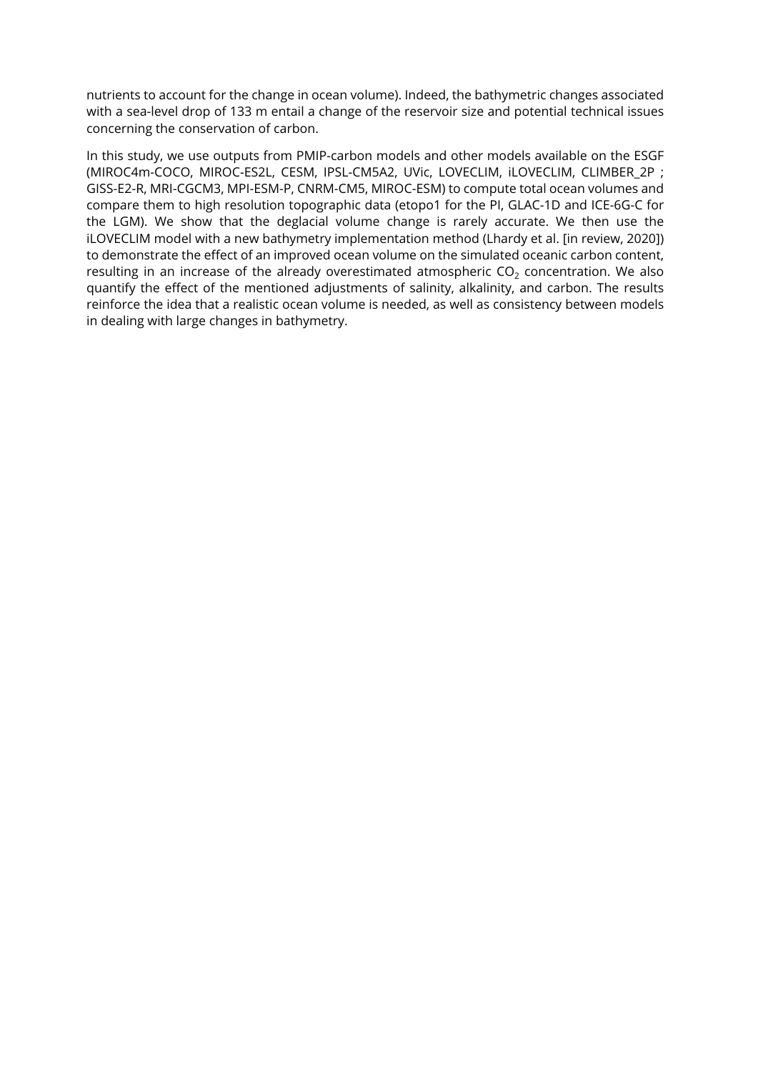nutrients to account for the change in ocean volume). Indeed, the bathymetric changes associated with a sea-level drop of 133 m entail a change of the reservoir size and potential technical issues concerning the conservation of carbon.

In this study, we use outputs from PMIP-carbon models and other models available on the ESGF (MIROC4m-COCO, MIROC-ES2L, CESM, IPSL-CM5A2, UVic, LOVECLIM, iLOVECLIM, CLIMBER_2P ; GISS-E2-R, MRI-CGCM3, MPI-ESM-P, CNRM-CM5, MIROC-ESM) to compute total ocean volumes and compare them to high resolution topographic data (etopo1 for the PI, GLAC-1D and ICE-6G-C for the LGM). We show that the deglacial volume change is rarely accurate. We then use the iLOVECLIM model with a new bathymetry implementation method (Lhardy et al. [in review, 2020]) to demonstrate the effect of an improved ocean volume on the simulated oceanic carbon content, resulting in an increase of the already overestimated atmospheric $CO_2$ concentration. We also quantify the effect of the mentioned adjustments of salinity, alkalinity, and carbon. The results reinforce the idea that a realistic ocean volume is needed, as well as consistency between models in dealing with large changes in bathymetry.